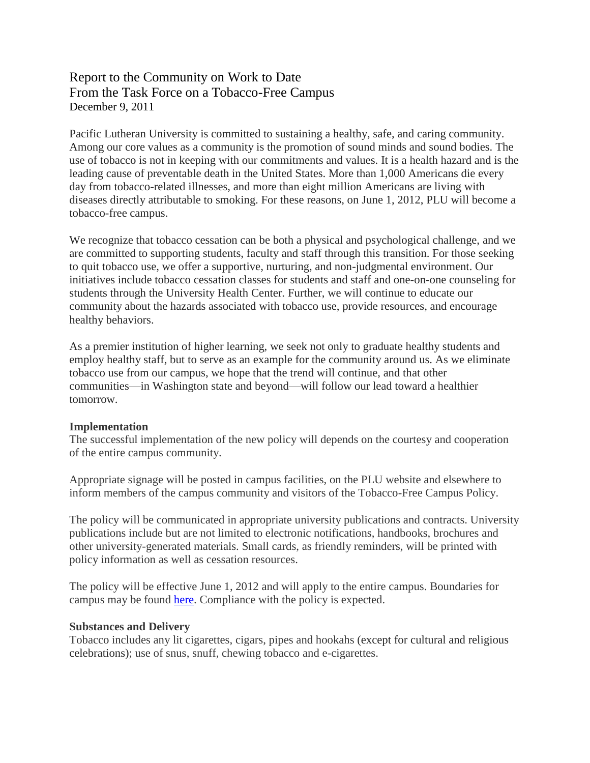# Report to the Community on Work to Date
# From the Task Force on a Tobacco-Free Campus

December 9, 2011

Pacific Lutheran University is committed to sustaining a healthy, safe, and caring community. Among our core values as a community is the promotion of sound minds and sound bodies. The use of tobacco is not in keeping with our commitments and values. It is a health hazard and is the leading cause of preventable death in the United States. More than 1,000 Americans die every day from tobacco-related illnesses, and more than eight million Americans are living with diseases directly attributable to smoking. For these reasons, on June 1, 2012, PLU will become a tobacco-free campus.

We recognize that tobacco cessation can be both a physical and psychological challenge, and we are committed to supporting students, faculty and staff through this transition. For those seeking to quit tobacco use, we offer a supportive, nurturing, and non-judgmental environment. Our initiatives include tobacco cessation classes for students and staff and one-on-one counseling for students through the University Health Center. Further, we will continue to educate our community about the hazards associated with tobacco use, provide resources, and encourage healthy behaviors.

As a premier institution of higher learning, we seek not only to graduate healthy students and employ healthy staff, but to serve as an example for the community around us. As we eliminate tobacco use from our campus, we hope that the trend will continue, and that other communities—in Washington state and beyond—will follow our lead toward a healthier tomorrow.

**Implementation**

The successful implementation of the new policy will depends on the courtesy and cooperation of the entire campus community.

Appropriate signage will be posted in campus facilities, on the PLU website and elsewhere to inform members of the campus community and visitors of the Tobacco-Free Campus Policy.

The policy will be communicated in appropriate university publications and contracts. University publications include but are not limited to electronic notifications, handbooks, brochures and other university-generated materials. Small cards, as friendly reminders, will be printed with policy information as well as cessation resources.

The policy will be effective June 1, 2012 and will apply to the entire campus. Boundaries for campus may be found here. Compliance with the policy is expected.

**Substances and Delivery**

Tobacco includes any lit cigarettes, cigars, pipes and hookahs (except for cultural and religious celebrations); use of snus, snuff, chewing tobacco and e-cigarettes.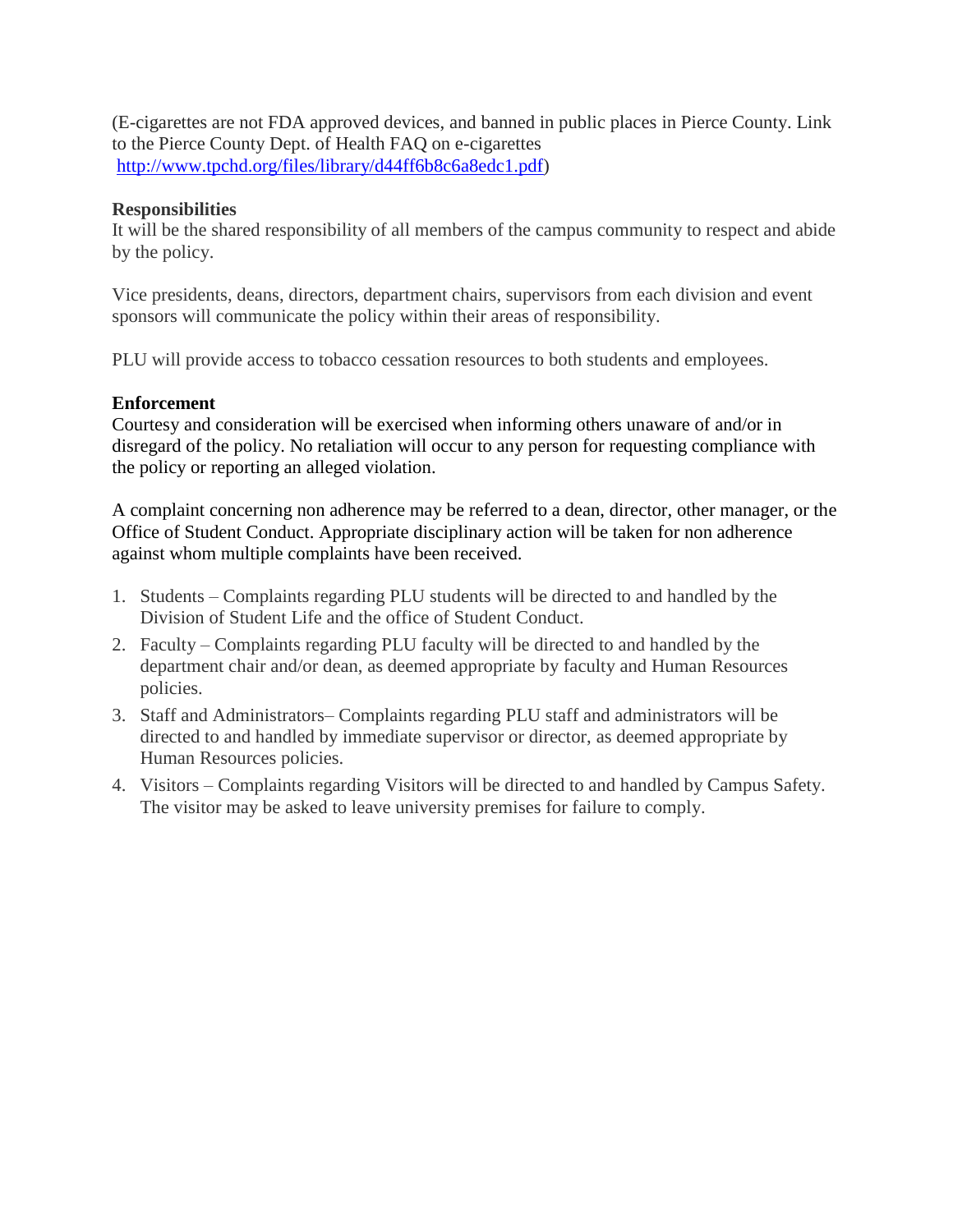(E-cigarettes are not FDA approved devices, and banned in public places in Pierce County. Link to the Pierce County Dept. of Health FAQ on e-cigarettes [http://www.tpchd.org/files/library/d44ff6b8c6a8edc1.pdf](http://www.tpchd.org/files/library/d44ff6b8c6a8edc1.pdf))

**Responsibilities**

It will be the shared responsibility of all members of the campus community to respect and abide by the policy.

Vice presidents, deans, directors, department chairs, supervisors from each division and event sponsors will communicate the policy within their areas of responsibility.

PLU will provide access to tobacco cessation resources to both students and employees.

**Enforcement**

Courtesy and consideration will be exercised when informing others unaware of and/or in disregard of the policy. No retaliation will occur to any person for requesting compliance with the policy or reporting an alleged violation.

A complaint concerning non adherence may be referred to a dean, director, other manager, or the Office of Student Conduct. Appropriate disciplinary action will be taken for non adherence against whom multiple complaints have been received.

1. Students – Complaints regarding PLU students will be directed to and handled by the Division of Student Life and the office of Student Conduct.
2. Faculty – Complaints regarding PLU faculty will be directed to and handled by the department chair and/or dean, as deemed appropriate by faculty and Human Resources policies.
3. Staff and Administrators– Complaints regarding PLU staff and administrators will be directed to and handled by immediate supervisor or director, as deemed appropriate by Human Resources policies.
4. Visitors – Complaints regarding Visitors will be directed to and handled by Campus Safety. The visitor may be asked to leave university premises for failure to comply.